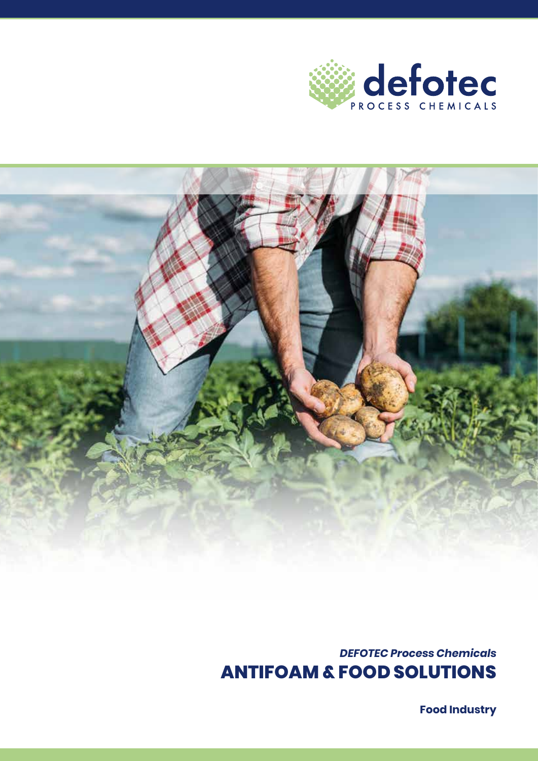defotec

PROCESS CHEMICALS

*DEFOTEC Process Chemicals*

# ANTIFOAM & FOOD SOLUTIONS

**Food Industry**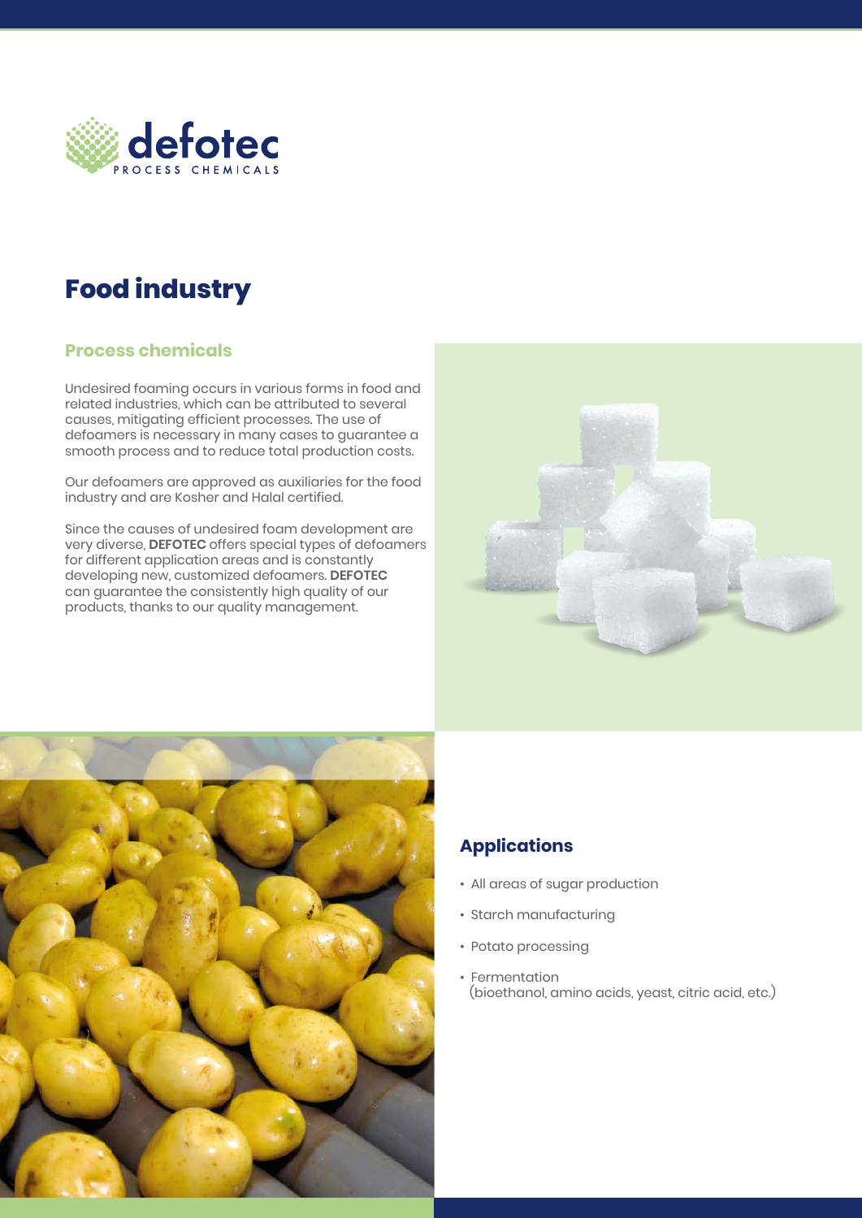defotec

PROCESS CHEMICALS

# Food industry

## Process chemicals

Undesired foaming occurs in various forms in food and related industries, which can be attributed to several causes, mitigating efficient processes. The use of defoamers is necessary in many cases to guarantee a smooth process and to reduce total production costs.

Our defoamers are approved as auxiliaries for the food industry and are Kosher and Halal certified.

Since the causes of undesired foam development are very diverse, **DEFOTEC** offers special types of defoamers for different application areas and is constantly developing new, customized defoamers. **DEFOTEC** can guarantee the consistently high quality of our products, thanks to our quality management.

## Applications

- All areas of sugar production
- Starch manufacturing
- Potato processing
- Fermentation (bioethanol, amino acids, yeast, citric acid, etc.)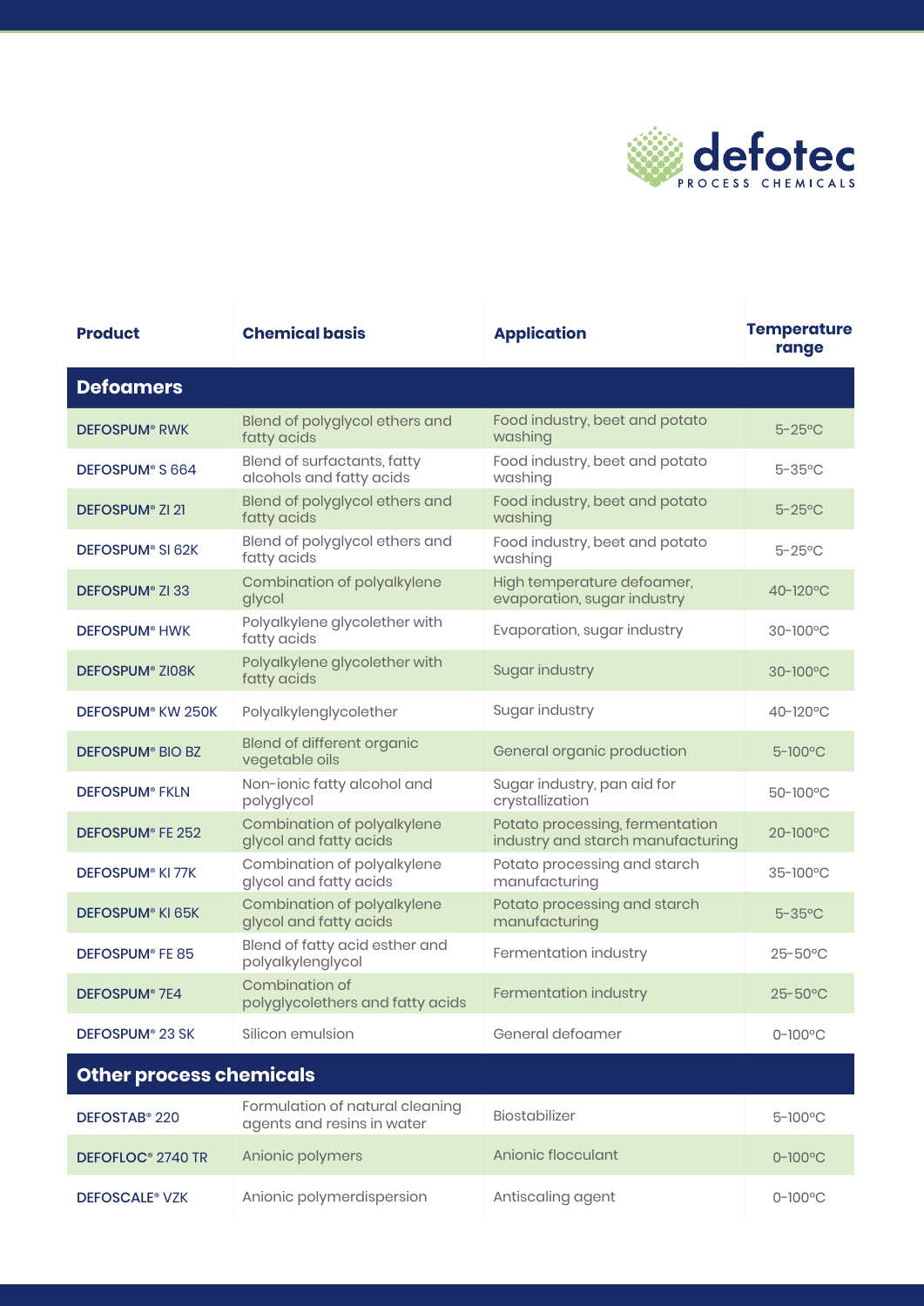defotec
PROCESS CHEMICALS

| Product | Chemical basis | Application | Temperature range |
|---|---|---|---|
| **Defoamers** | | | |
| DEFOSPUM® RWK | Blend of polyglycol ethers and fatty acids | Food industry, beet and potato washing | 5-25°C |
| DEFOSPUM® S 664 | Blend of surfactants, fatty alcohols and fatty acids | Food industry, beet and potato washing | 5-35°C |
| DEFOSPUM® ZI 21 | Blend of polyglycol ethers and fatty acids | Food industry, beet and potato washing | 5-25°C |
| DEFOSPUM® SI 62K | Blend of polyglycol ethers and fatty acids | Food industry, beet and potato washing | 5-25°C |
| DEFOSPUM® ZI 33 | Combination of polyalkylene glycol | High temperature defoamer, evaporation, sugar industry | 40-120°C |
| DEFOSPUM® HWK | Polyalkylene glycolether with fatty acids | Evaporation, sugar industry | 30-100°C |
| DEFOSPUM® ZI08K | Polyalkylene glycolether with fatty acids | Sugar industry | 30-100°C |
| DEFOSPUM® KW 250K | Polyalkylenglycolether | Sugar industry | 40-120°C |
| DEFOSPUM® BIO BZ | Blend of different organic vegetable oils | General organic production | 5-100°C |
| DEFOSPUM® FKLN | Non-ionic fatty alcohol and polyglycol | Sugar industry, pan aid for crystallization | 50-100°C |
| DEFOSPUM® FE 252 | Combination of polyalkylene glycol and fatty acids | Potato processing, fermentation industry and starch manufacturing | 20-100°C |
| DEFOSPUM® KI 77K | Combination of polyalkylene glycol and fatty acids | Potato processing and starch manufacturing | 35-100°C |
| DEFOSPUM® KI 65K | Combination of polyalkylene glycol and fatty acids | Potato processing and starch manufacturing | 5-35°C |
| DEFOSPUM® FE 85 | Blend of fatty acid esther and polyalkylenglycol | Fermentation industry | 25-50°C |
| DEFOSPUM® 7E4 | Combination of polyglycolethers and fatty acids | Fermentation industry | 25-50°C |
| DEFOSPUM® 23 SK | Silicon emulsion | General defoamer | 0-100°C |
| **Other process chemicals** | | | |
| DEFOSTAB® 220 | Formulation of natural cleaning agents and resins in water | Biostabilizer | 5-100°C |
| DEFOFLOC® 2740 TR | Anionic polymers | Anionic flocculant | 0-100°C |
| DEFOSCALE® VZK | Anionic polymerdispersion | Antiscaling agent | 0-100°C |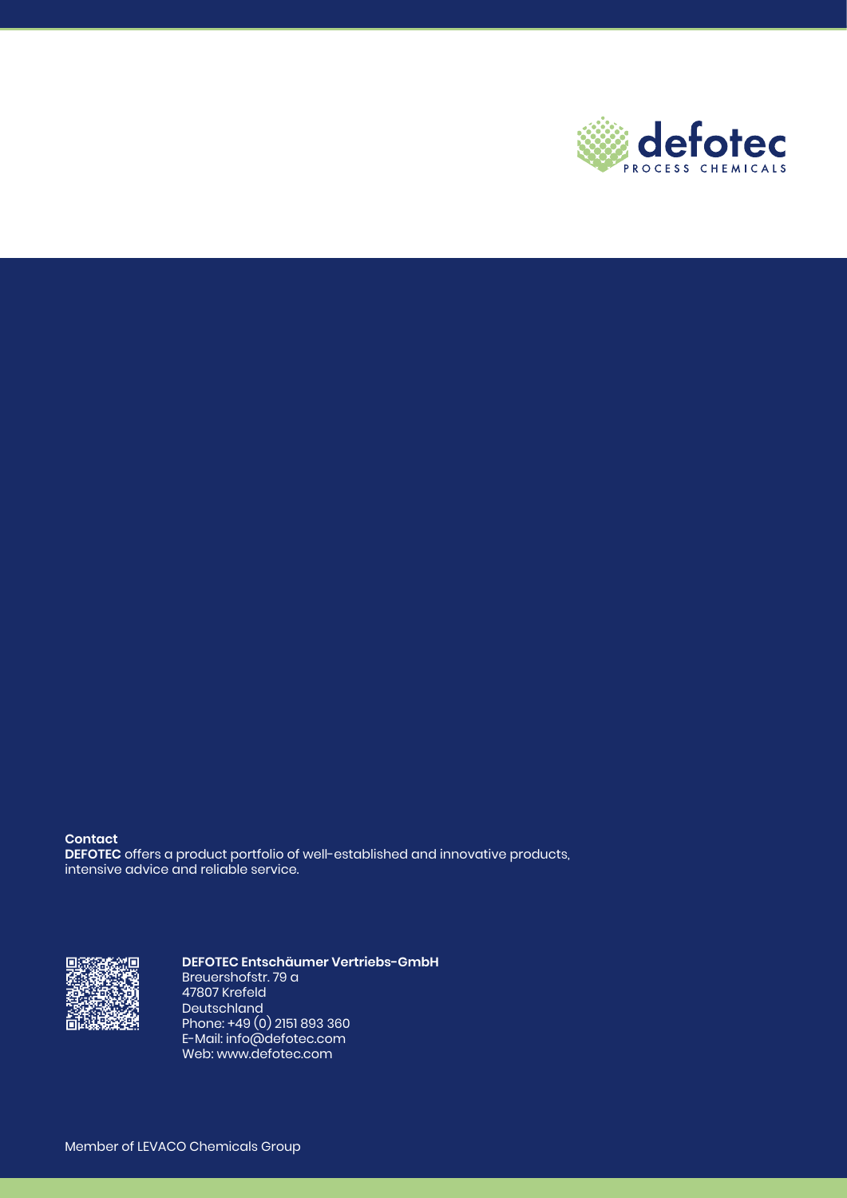defotec
PROCESS CHEMICALS

**Contact**
**DEFOTEC** offers a product portfolio of well-established and innovative products, intensive advice and reliable service.

**DEFOTEC Entschäumer Vertriebs-GmbH**
Breuershofstr. 79 a
47807 Krefeld
Deutschland
Phone: +49 (0) 2151 893 360
E-Mail: info@defotec.com
Web: www.defotec.com

Member of LEVACO Chemicals Group